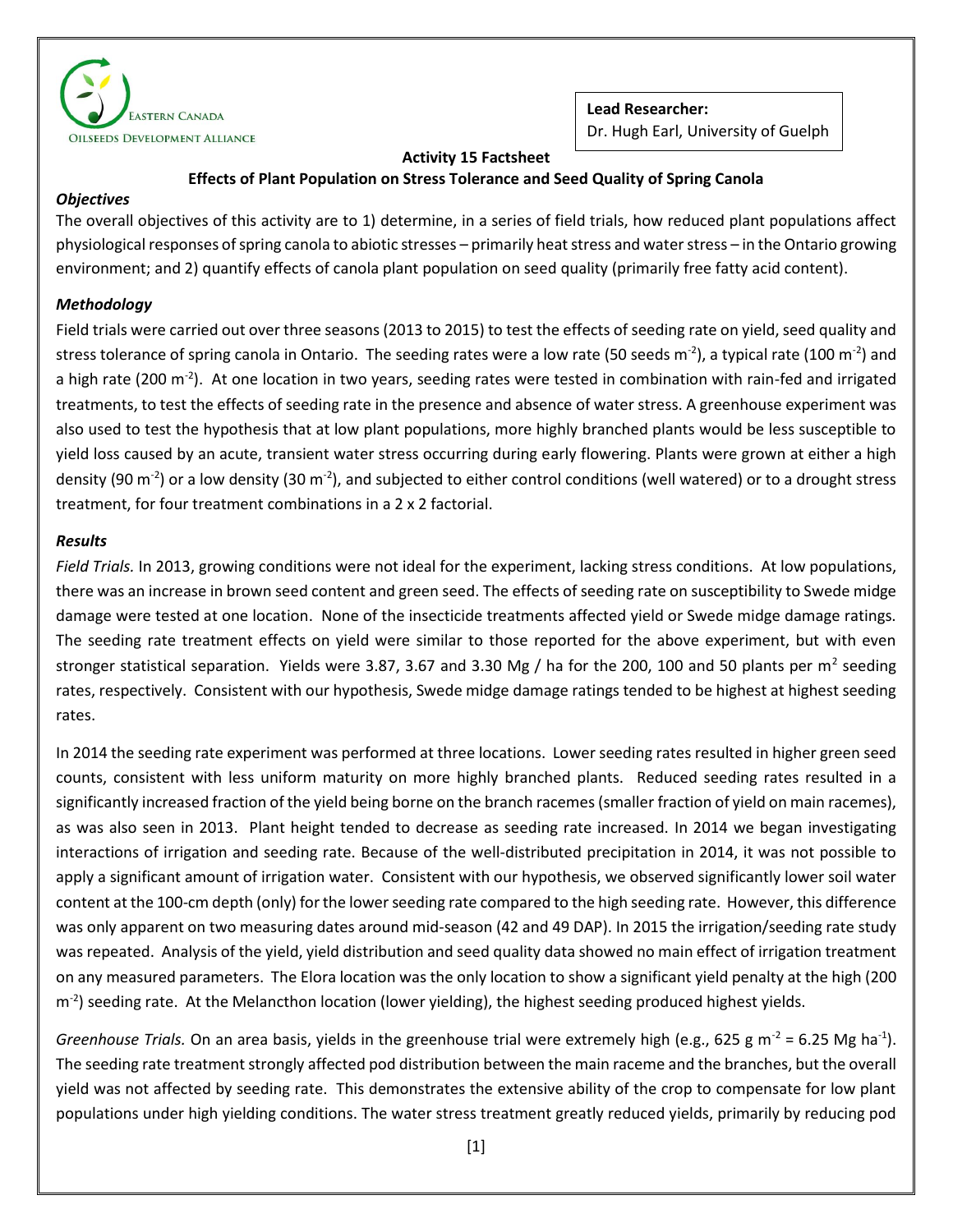Eastern Canada Oilseeds Development Alliance

**Lead Researcher:**
Dr. Hugh Earl, University of Guelph

**Activity 15 Factsheet**

**Effects of Plant Population on Stress Tolerance and Seed Quality of Spring Canola**

### *Objectives*

The overall objectives of this activity are to 1) determine, in a series of field trials, how reduced plant populations affect physiological responses of spring canola to abiotic stresses – primarily heat stress and water stress – in the Ontario growing environment; and 2) quantify effects of canola plant population on seed quality (primarily free fatty acid content).

### *Methodology*

Field trials were carried out over three seasons (2013 to 2015) to test the effects of seeding rate on yield, seed quality and stress tolerance of spring canola in Ontario. The seeding rates were a low rate (50 seeds $m^{-2}$), a typical rate (100 $m^{-2}$) and a high rate (200 $m^{-2}$). At one location in two years, seeding rates were tested in combination with rain-fed and irrigated treatments, to test the effects of seeding rate in the presence and absence of water stress. A greenhouse experiment was also used to test the hypothesis that at low plant populations, more highly branched plants would be less susceptible to yield loss caused by an acute, transient water stress occurring during early flowering. Plants were grown at either a high density (90 $m^{-2}$) or a low density (30 $m^{-2}$), and subjected to either control conditions (well watered) or to a drought stress treatment, for four treatment combinations in a 2 x 2 factorial.

### *Results*

*Field Trials.* In 2013, growing conditions were not ideal for the experiment, lacking stress conditions. At low populations, there was an increase in brown seed content and green seed. The effects of seeding rate on susceptibility to Swede midge damage were tested at one location. None of the insecticide treatments affected yield or Swede midge damage ratings. The seeding rate treatment effects on yield were similar to those reported for the above experiment, but with even stronger statistical separation. Yields were 3.87, 3.67 and 3.30 Mg / ha for the 200, 100 and 50 plants per $m^2$ seeding rates, respectively. Consistent with our hypothesis, Swede midge damage ratings tended to be highest at highest seeding rates.

In 2014 the seeding rate experiment was performed at three locations. Lower seeding rates resulted in higher green seed counts, consistent with less uniform maturity on more highly branched plants. Reduced seeding rates resulted in a significantly increased fraction of the yield being borne on the branch racemes (smaller fraction of yield on main racemes), as was also seen in 2013. Plant height tended to decrease as seeding rate increased. In 2014 we began investigating interactions of irrigation and seeding rate. Because of the well-distributed precipitation in 2014, it was not possible to apply a significant amount of irrigation water. Consistent with our hypothesis, we observed significantly lower soil water content at the 100-cm depth (only) for the lower seeding rate compared to the high seeding rate. However, this difference was only apparent on two measuring dates around mid-season (42 and 49 DAP). In 2015 the irrigation/seeding rate study was repeated. Analysis of the yield, yield distribution and seed quality data showed no main effect of irrigation treatment on any measured parameters. The Elora location was the only location to show a significant yield penalty at the high (200 $m^{-2}$) seeding rate. At the Melancthon location (lower yielding), the highest seeding produced highest yields.

*Greenhouse Trials.* On an area basis, yields in the greenhouse trial were extremely high (e.g., 625 g $m^{-2}$ = 6.25 Mg $ha^{-1}$). The seeding rate treatment strongly affected pod distribution between the main raceme and the branches, but the overall yield was not affected by seeding rate. This demonstrates the extensive ability of the crop to compensate for low plant populations under high yielding conditions. The water stress treatment greatly reduced yields, primarily by reducing pod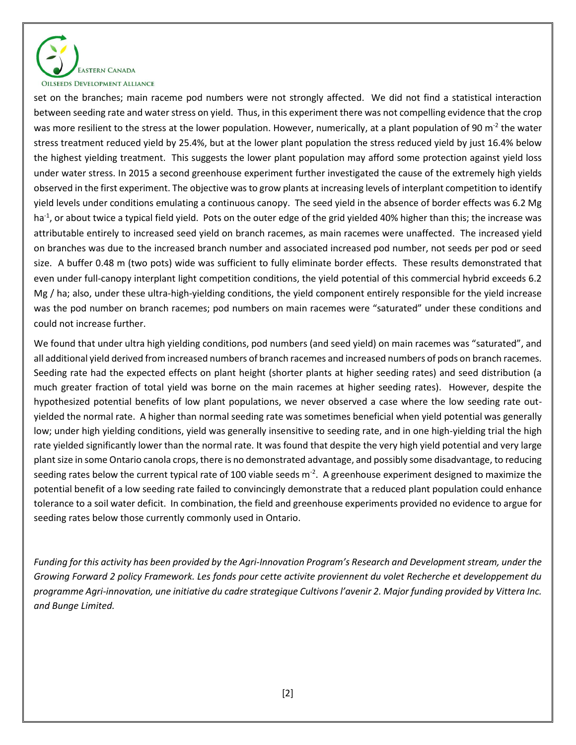set on the branches; main raceme pod numbers were not strongly affected. We did not find a statistical interaction between seeding rate and water stress on yield. Thus, in this experiment there was not compelling evidence that the crop was more resilient to the stress at the lower population. However, numerically, at a plant population of 90 $m^{-2}$ the water stress treatment reduced yield by 25.4%, but at the lower plant population the stress reduced yield by just 16.4% below the highest yielding treatment. This suggests the lower plant population may afford some protection against yield loss under water stress. In 2015 a second greenhouse experiment further investigated the cause of the extremely high yields observed in the first experiment. The objective was to grow plants at increasing levels of interplant competition to identify yield levels under conditions emulating a continuous canopy. The seed yield in the absence of border effects was 6.2 Mg $ha^{-1}$, or about twice a typical field yield. Pots on the outer edge of the grid yielded 40% higher than this; the increase was attributable entirely to increased seed yield on branch racemes, as main racemes were unaffected. The increased yield on branches was due to the increased branch number and associated increased pod number, not seeds per pod or seed size. A buffer 0.48 m (two pots) wide was sufficient to fully eliminate border effects. These results demonstrated that even under full-canopy interplant light competition conditions, the yield potential of this commercial hybrid exceeds 6.2 Mg / ha; also, under these ultra-high-yielding conditions, the yield component entirely responsible for the yield increase was the pod number on branch racemes; pod numbers on main racemes were "saturated" under these conditions and could not increase further.

We found that under ultra high yielding conditions, pod numbers (and seed yield) on main racemes was "saturated", and all additional yield derived from increased numbers of branch racemes and increased numbers of pods on branch racemes. Seeding rate had the expected effects on plant height (shorter plants at higher seeding rates) and seed distribution (a much greater fraction of total yield was borne on the main racemes at higher seeding rates). However, despite the hypothesized potential benefits of low plant populations, we never observed a case where the low seeding rate out-yielded the normal rate. A higher than normal seeding rate was sometimes beneficial when yield potential was generally low; under high yielding conditions, yield was generally insensitive to seeding rate, and in one high-yielding trial the high rate yielded significantly lower than the normal rate. It was found that despite the very high yield potential and very large plant size in some Ontario canola crops, there is no demonstrated advantage, and possibly some disadvantage, to reducing seeding rates below the current typical rate of 100 viable seeds $m^{-2}$. A greenhouse experiment designed to maximize the potential benefit of a low seeding rate failed to convincingly demonstrate that a reduced plant population could enhance tolerance to a soil water deficit. In combination, the field and greenhouse experiments provided no evidence to argue for seeding rates below those currently commonly used in Ontario.

*Funding for this activity has been provided by the Agri-Innovation Program's Research and Development stream, under the Growing Forward 2 policy Framework. Les fonds pour cette activite proviennent du volet Recherche et developpement du programme Agri-innovation, une initiative du cadre strategique Cultivons l'avenir 2. Major funding provided by Vittera Inc. and Bunge Limited.*